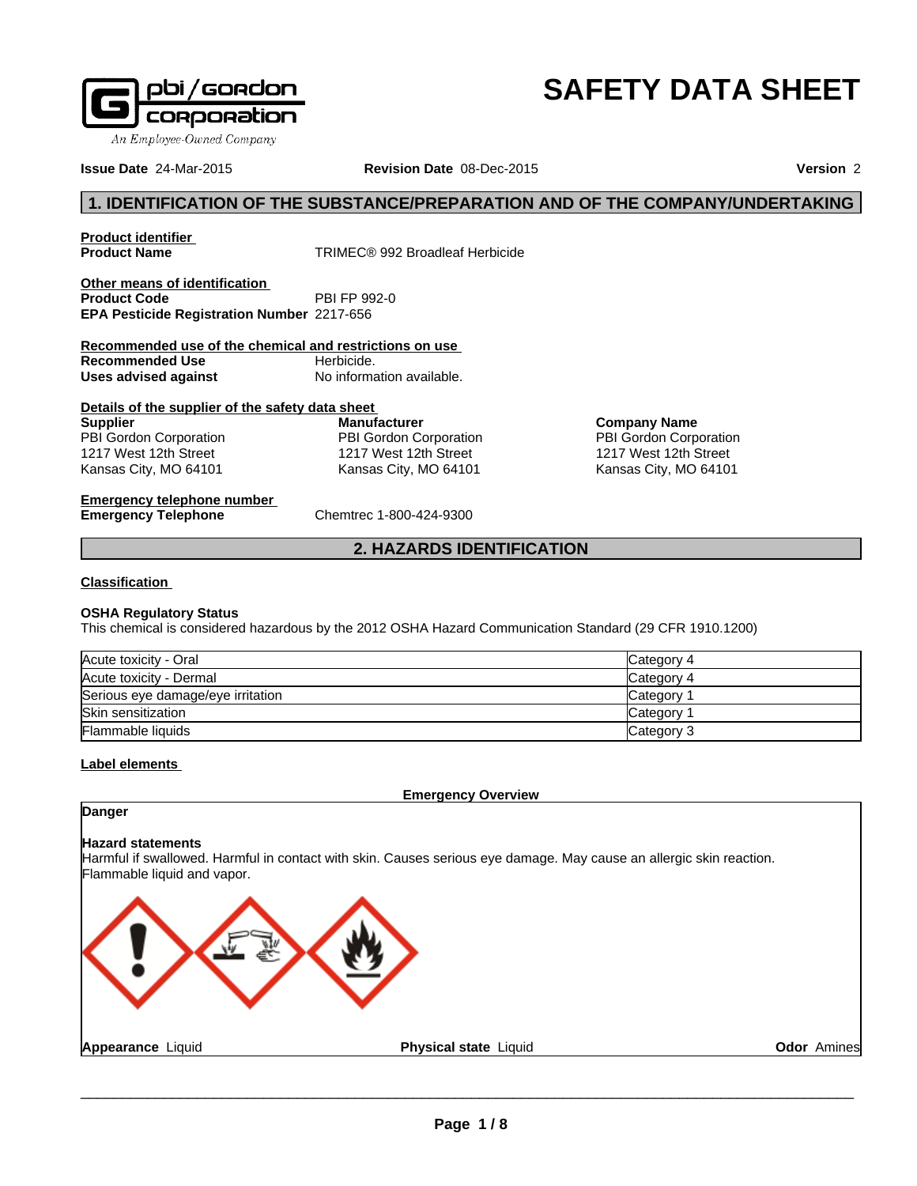# SAFETY DATA SHEET

pbi/gordon corporation
An Employee-Owned Company

**Issue Date** 24-Mar-2015 **Revision Date** 08-Dec-2015 **Version** 2

## 1. IDENTIFICATION OF THE SUBSTANCE/PREPARATION AND OF THE COMPANY/UNDERTAKING

**Product identifier**

**Product Name** TRIMEC® 992 Broadleaf Herbicide

**Other means of identification**

**Product Code** PBI FP 992-0

**EPA Pesticide Registration Number** 2217-656

**Recommended use of the chemical and restrictions on use**

**Recommended Use** Herbicide.

**Uses advised against** No information available.

**Details of the supplier of the safety data sheet**

**Supplier**
PBI Gordon Corporation
1217 West 12th Street
Kansas City, MO 64101

**Manufacturer**
PBI Gordon Corporation
1217 West 12th Street
Kansas City, MO 64101

**Company Name**
PBI Gordon Corporation
1217 West 12th Street
Kansas City, MO 64101

**Emergency telephone number**

**Emergency Telephone** Chemtrec 1-800-424-9300

## 2. HAZARDS IDENTIFICATION

**Classification**

**OSHA Regulatory Status**

This chemical is considered hazardous by the 2012 OSHA Hazard Communication Standard (29 CFR 1910.1200)

| Hazard | Category |
|---|---|
| Acute toxicity - Oral | Category 4 |
| Acute toxicity - Dermal | Category 4 |
| Serious eye damage/eye irritation | Category 1 |
| Skin sensitization | Category 1 |
| Flammable liquids | Category 3 |

**Label elements**

**Emergency Overview**

**Danger**

**Hazard statements**

Harmful if swallowed. Harmful in contact with skin. Causes serious eye damage. May cause an allergic skin reaction. Flammable liquid and vapor.

**Appearance** Liquid **Physical state** Liquid **Odor** Amines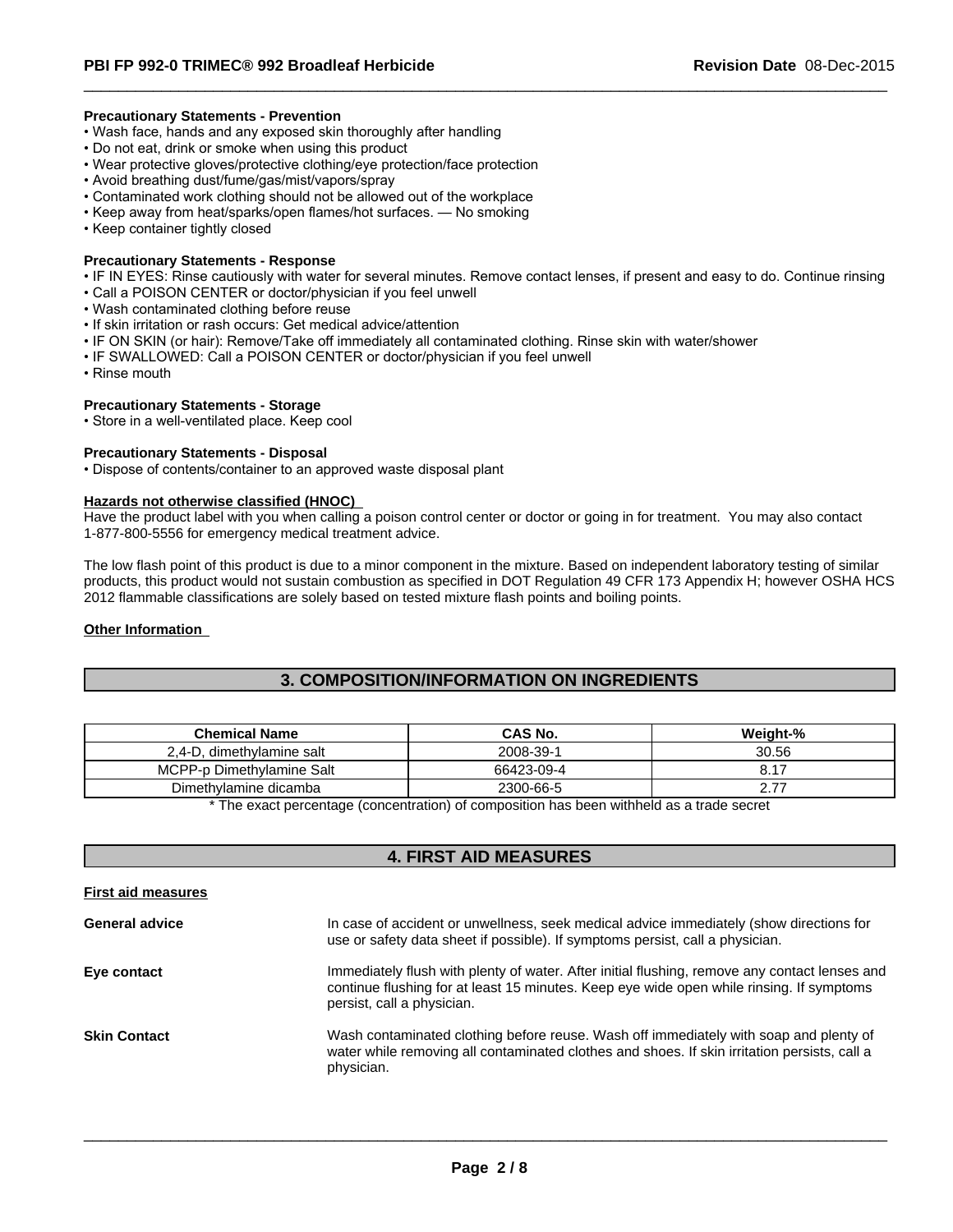**Precautionary Statements - Prevention**

- Wash face, hands and any exposed skin thoroughly after handling
- Do not eat, drink or smoke when using this product
- Wear protective gloves/protective clothing/eye protection/face protection
- Avoid breathing dust/fume/gas/mist/vapors/spray
- Contaminated work clothing should not be allowed out of the workplace
- Keep away from heat/sparks/open flames/hot surfaces. — No smoking
- Keep container tightly closed

**Precautionary Statements - Response**

- IF IN EYES: Rinse cautiously with water for several minutes. Remove contact lenses, if present and easy to do. Continue rinsing
- Call a POISON CENTER or doctor/physician if you feel unwell
- Wash contaminated clothing before reuse
- If skin irritation or rash occurs: Get medical advice/attention
- IF ON SKIN (or hair): Remove/Take off immediately all contaminated clothing. Rinse skin with water/shower
- IF SWALLOWED: Call a POISON CENTER or doctor/physician if you feel unwell
- Rinse mouth

**Precautionary Statements - Storage**

- Store in a well-ventilated place. Keep cool

**Precautionary Statements - Disposal**

- Dispose of contents/container to an approved waste disposal plant

**Hazards not otherwise classified (HNOC)**

Have the product label with you when calling a poison control center or doctor or going in for treatment. You may also contact 1-877-800-5556 for emergency medical treatment advice.

The low flash point of this product is due to a minor component in the mixture. Based on independent laboratory testing of similar products, this product would not sustain combustion as specified in DOT Regulation 49 CFR 173 Appendix H; however OSHA HCS 2012 flammable classifications are solely based on tested mixture flash points and boiling points.

**Other Information**

## 3. COMPOSITION/INFORMATION ON INGREDIENTS

| Chemical Name | CAS No. | Weight-% |
|---|---|---|
| 2,4-D, dimethylamine salt | 2008-39-1 | 30.56 |
| MCPP-p Dimethylamine Salt | 66423-09-4 | 8.17 |
| Dimethylamine dicamba | 2300-66-5 | 2.77 |

* The exact percentage (concentration) of composition has been withheld as a trade secret

## 4. FIRST AID MEASURES

**First aid measures**

**General advice**: In case of accident or unwellness, seek medical advice immediately (show directions for use or safety data sheet if possible). If symptoms persist, call a physician.

**Eye contact**: Immediately flush with plenty of water. After initial flushing, remove any contact lenses and continue flushing for at least 15 minutes. Keep eye wide open while rinsing. If symptoms persist, call a physician.

**Skin Contact**: Wash contaminated clothing before reuse. Wash off immediately with soap and plenty of water while removing all contaminated clothes and shoes. If skin irritation persists, call a physician.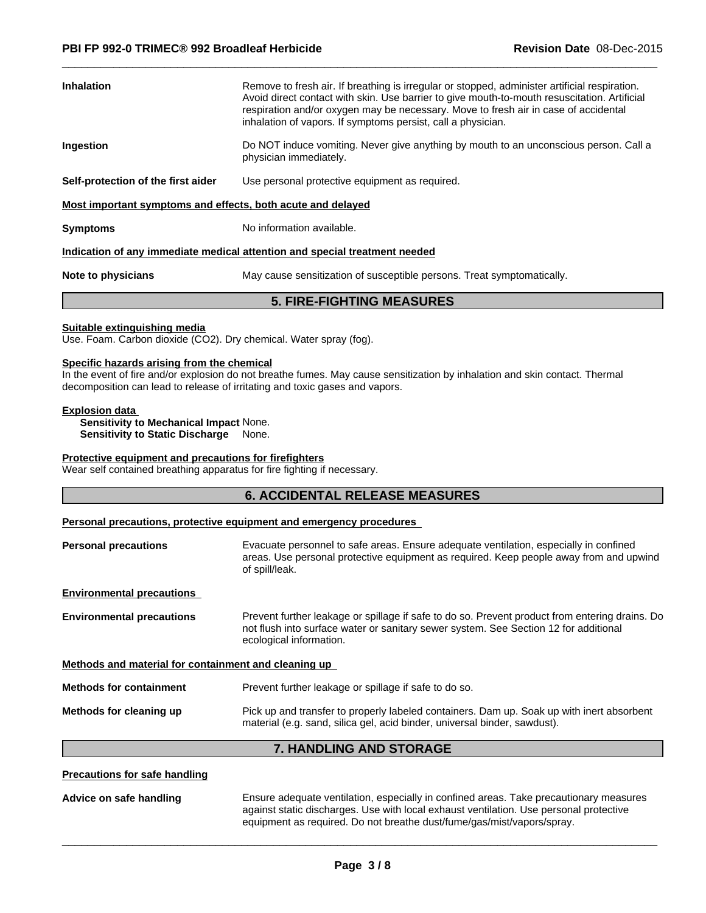**Inhalation** Remove to fresh air. If breathing is irregular or stopped, administer artificial respiration. Avoid direct contact with skin. Use barrier to give mouth-to-mouth resuscitation. Artificial respiration and/or oxygen may be necessary. Move to fresh air in case of accidental inhalation of vapors. If symptoms persist, call a physician.

**Ingestion** Do NOT induce vomiting. Never give anything by mouth to an unconscious person. Call a physician immediately.

**Self-protection of the first aider** Use personal protective equipment as required.

**Most important symptoms and effects, both acute and delayed**

**Symptoms** No information available.

**Indication of any immediate medical attention and special treatment needed**

**Note to physicians** May cause sensitization of susceptible persons. Treat symptomatically.

## 5. FIRE-FIGHTING MEASURES

**Suitable extinguishing media**

Use. Foam. Carbon dioxide ($CO_2$). Dry chemical. Water spray (fog).

**Specific hazards arising from the chemical**

In the event of fire and/or explosion do not breathe fumes. May cause sensitization by inhalation and skin contact. Thermal decomposition can lead to release of irritating and toxic gases and vapors.

**Explosion data**

**Sensitivity to Mechanical Impact** None.
**Sensitivity to Static Discharge** None.

**Protective equipment and precautions for firefighters**

Wear self contained breathing apparatus for fire fighting if necessary.

## 6. ACCIDENTAL RELEASE MEASURES

**Personal precautions, protective equipment and emergency procedures**

**Personal precautions** Evacuate personnel to safe areas. Ensure adequate ventilation, especially in confined areas. Use personal protective equipment as required. Keep people away from and upwind of spill/leak.

**Environmental precautions**

**Environmental precautions** Prevent further leakage or spillage if safe to do so. Prevent product from entering drains. Do not flush into surface water or sanitary sewer system. See Section 12 for additional ecological information.

**Methods and material for containment and cleaning up**

**Methods for containment** Prevent further leakage or spillage if safe to do so.

**Methods for cleaning up** Pick up and transfer to properly labeled containers. Dam up. Soak up with inert absorbent material (e.g. sand, silica gel, acid binder, universal binder, sawdust).

## 7. HANDLING AND STORAGE

**Precautions for safe handling**

**Advice on safe handling** Ensure adequate ventilation, especially in confined areas. Take precautionary measures against static discharges. Use with local exhaust ventilation. Use personal protective equipment as required. Do not breathe dust/fume/gas/mist/vapors/spray.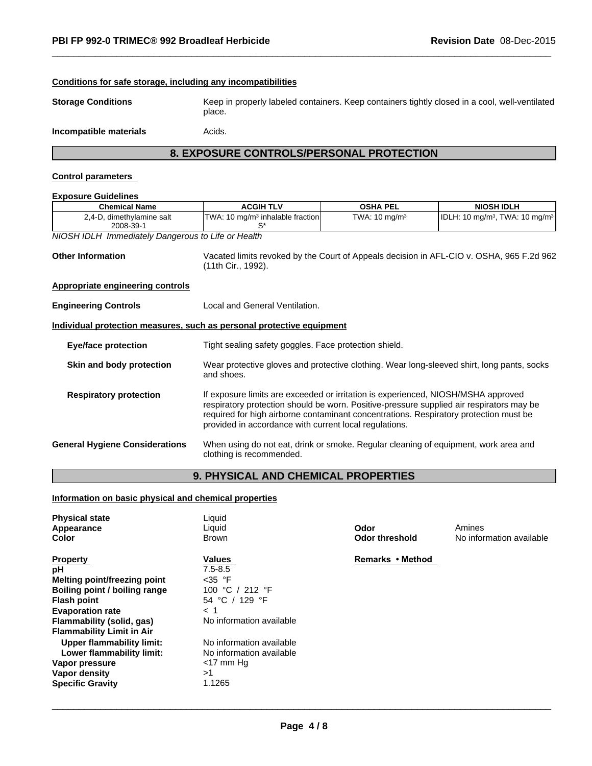### Conditions for safe storage, including any incompatibilities

**Storage Conditions** Keep in properly labeled containers. Keep containers tightly closed in a cool, well-ventilated place.

**Incompatible materials** Acids.

## 8. EXPOSURE CONTROLS/PERSONAL PROTECTION

### Control parameters

**Exposure Guidelines**

| Chemical Name | ACGIH TLV | OSHA PEL | NIOSH IDLH |
|---|---|---|---|
| 2,4-D, dimethylamine salt 2008-39-1 | TWA: 10 mg/m³ inhalable fraction S* | TWA: 10 mg/m³ | IDLH: 10 mg/m³, TWA: 10 mg/m³ |

*NIOSH IDLH Immediately Dangerous to Life or Health*

**Other Information** Vacated limits revoked by the Court of Appeals decision in AFL-CIO v. OSHA, 965 F.2d 962 (11th Cir., 1992).

### Appropriate engineering controls

**Engineering Controls** Local and General Ventilation.

### Individual protection measures, such as personal protective equipment

**Eye/face protection** Tight sealing safety goggles. Face protection shield.

**Skin and body protection** Wear protective gloves and protective clothing. Wear long-sleeved shirt, long pants, socks and shoes.

**Respiratory protection** If exposure limits are exceeded or irritation is experienced, NIOSH/MSHA approved respiratory protection should be worn. Positive-pressure supplied air respirators may be required for high airborne contaminant concentrations. Respiratory protection must be provided in accordance with current local regulations.

**General Hygiene Considerations** When using do not eat, drink or smoke. Regular cleaning of equipment, work area and clothing is recommended.

## 9. PHYSICAL AND CHEMICAL PROPERTIES

### Information on basic physical and chemical properties

**Physical state** Liquid
**Appearance** Liquid
**Color** Brown
**Odor** Amines
**Odor threshold** No information available

| Property | Values | Remarks • Method |
|---|---|---|
| **pH** | 7.5-8.5 | |
| **Melting point/freezing point** | <35 °F | |
| **Boiling point / boiling range** | 100 °C / 212 °F | |
| **Flash point** | 54 °C / 129 °F | |
| **Evaporation rate** | < 1 | |
| **Flammability (solid, gas)** | No information available | |
| **Flammability Limit in Air** | | |
| **Upper flammability limit:** | No information available | |
| **Lower flammability limit:** | No information available | |
| **Vapor pressure** | <17 mm Hg | |
| **Vapor density** | >1 | |
| **Specific Gravity** | 1.1265 | |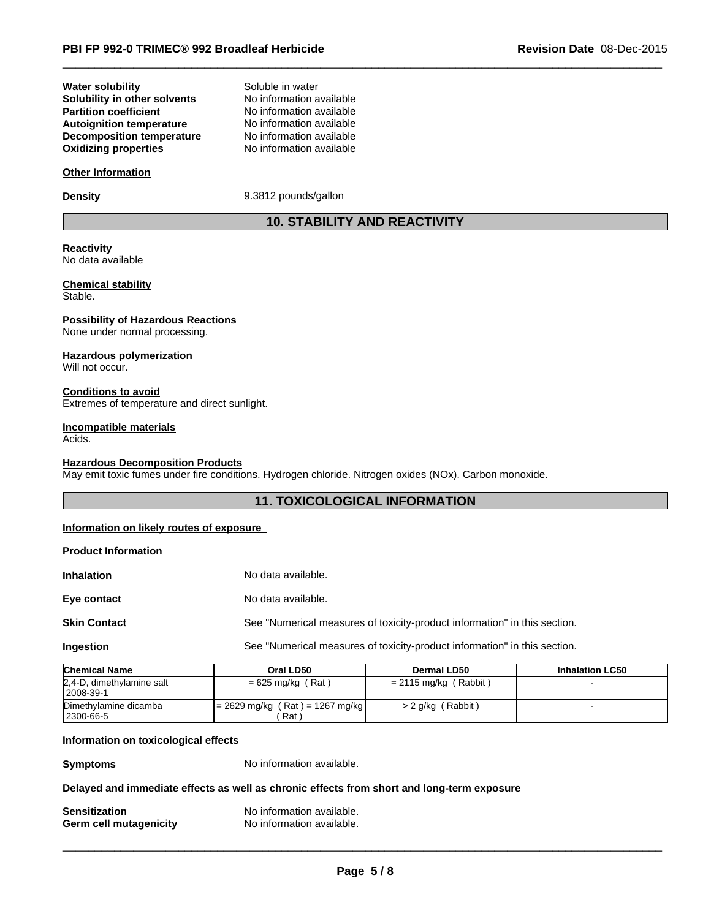| | |
|---|---|
| **Water solubility** | Soluble in water |
| **Solubility in other solvents** | No information available |
| **Partition coefficient** | No information available |
| **Autoignition temperature** | No information available |
| **Decomposition temperature** | No information available |
| **Oxidizing properties** | No information available |

**Other Information**

**Density** 9.3812 pounds/gallon

## 10. STABILITY AND REACTIVITY

**Reactivity**
No data available

**Chemical stability**
Stable.

**Possibility of Hazardous Reactions**
None under normal processing.

**Hazardous polymerization**
Will not occur.

**Conditions to avoid**
Extremes of temperature and direct sunlight.

**Incompatible materials**
Acids.

**Hazardous Decomposition Products**
May emit toxic fumes under fire conditions. Hydrogen chloride. Nitrogen oxides (NOx). Carbon monoxide.

## 11. TOXICOLOGICAL INFORMATION

**Information on likely routes of exposure**

**Product Information**

| | |
|---|---|
| **Inhalation** | No data available. |
| **Eye contact** | No data available. |
| **Skin Contact** | See "Numerical measures of toxicity-product information" in this section. |
| **Ingestion** | See "Numerical measures of toxicity-product information" in this section. |

| Chemical Name | Oral LD50 | Dermal LD50 | Inhalation LC50 |
|---|---|---|---|
| 2,4-D, dimethylamine salt 2008-39-1 | = 625 mg/kg ( Rat ) | = 2115 mg/kg ( Rabbit ) | - |
| Dimethylamine dicamba 2300-66-5 | = 2629 mg/kg ( Rat ) = 1267 mg/kg ( Rat ) | > 2 g/kg ( Rabbit ) | - |

**Information on toxicological effects**

**Symptoms** No information available.

**Delayed and immediate effects as well as chronic effects from short and long-term exposure**

| | |
|---|---|
| **Sensitization** | No information available. |
| **Germ cell mutagenicity** | No information available. |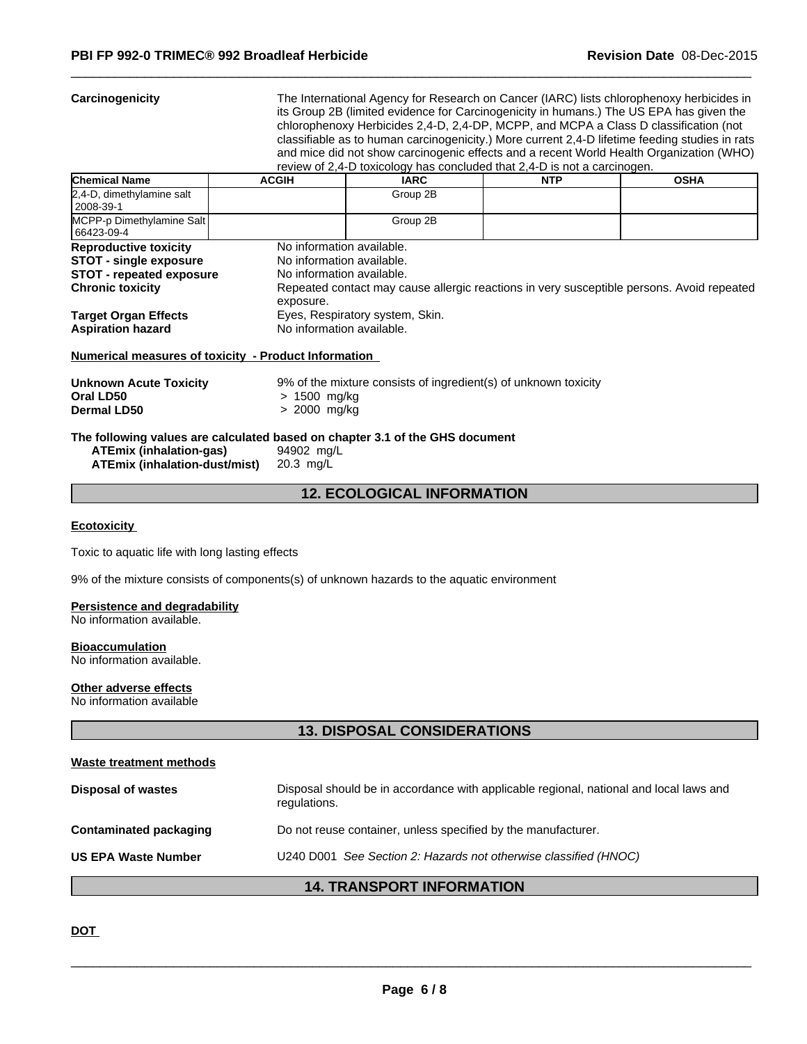**Carcinogenicity**

The International Agency for Research on Cancer (IARC) lists chlorophenoxy herbicides in its Group 2B (limited evidence for Carcinogenicity in humans.) The US EPA has given the chlorophenoxy Herbicides 2,4-D, 2,4-DP, MCPP, and MCPA a Class D classification (not classifiable as to human carcinogenicity.) More current 2,4-D lifetime feeding studies in rats and mice did not show carcinogenic effects and a recent World Health Organization (WHO) review of 2,4-D toxicology has concluded that 2,4-D is not a carcinogen.

| Chemical Name | ACGIH | IARC | NTP | OSHA |
|---|---|---|---|---|
| 2,4-D, dimethylamine salt<br>2008-39-1 | | Group 2B | | |
| MCPP-p Dimethylamine Salt<br>66423-09-4 | | Group 2B | | |

**Reproductive toxicity** No information available.
**STOT - single exposure** No information available.
**STOT - repeated exposure** No information available.
**Chronic toxicity** Repeated contact may cause allergic reactions in very susceptible persons. Avoid repeated exposure.
**Target Organ Effects** Eyes, Respiratory system, Skin.
**Aspiration hazard** No information available.

**Numerical measures of toxicity - Product Information**

**Unknown Acute Toxicity** 9% of the mixture consists of ingredient(s) of unknown toxicity
**Oral LD50** > 1500 mg/kg
**Dermal LD50** > 2000 mg/kg

**The following values are calculated based on chapter 3.1 of the GHS document**
**ATEmix (inhalation-gas)** 94902 mg/L
**ATEmix (inhalation-dust/mist)** 20.3 mg/L

## 12. ECOLOGICAL INFORMATION

**Ecotoxicity**

Toxic to aquatic life with long lasting effects

9% of the mixture consists of components(s) of unknown hazards to the aquatic environment

**Persistence and degradability**
No information available.

**Bioaccumulation**
No information available.

**Other adverse effects**
No information available

## 13. DISPOSAL CONSIDERATIONS

**Waste treatment methods**

**Disposal of wastes** Disposal should be in accordance with applicable regional, national and local laws and regulations.

**Contaminated packaging** Do not reuse container, unless specified by the manufacturer.

**US EPA Waste Number** U240 D001 *See Section 2: Hazards not otherwise classified (HNOC)*

## 14. TRANSPORT INFORMATION

**DOT**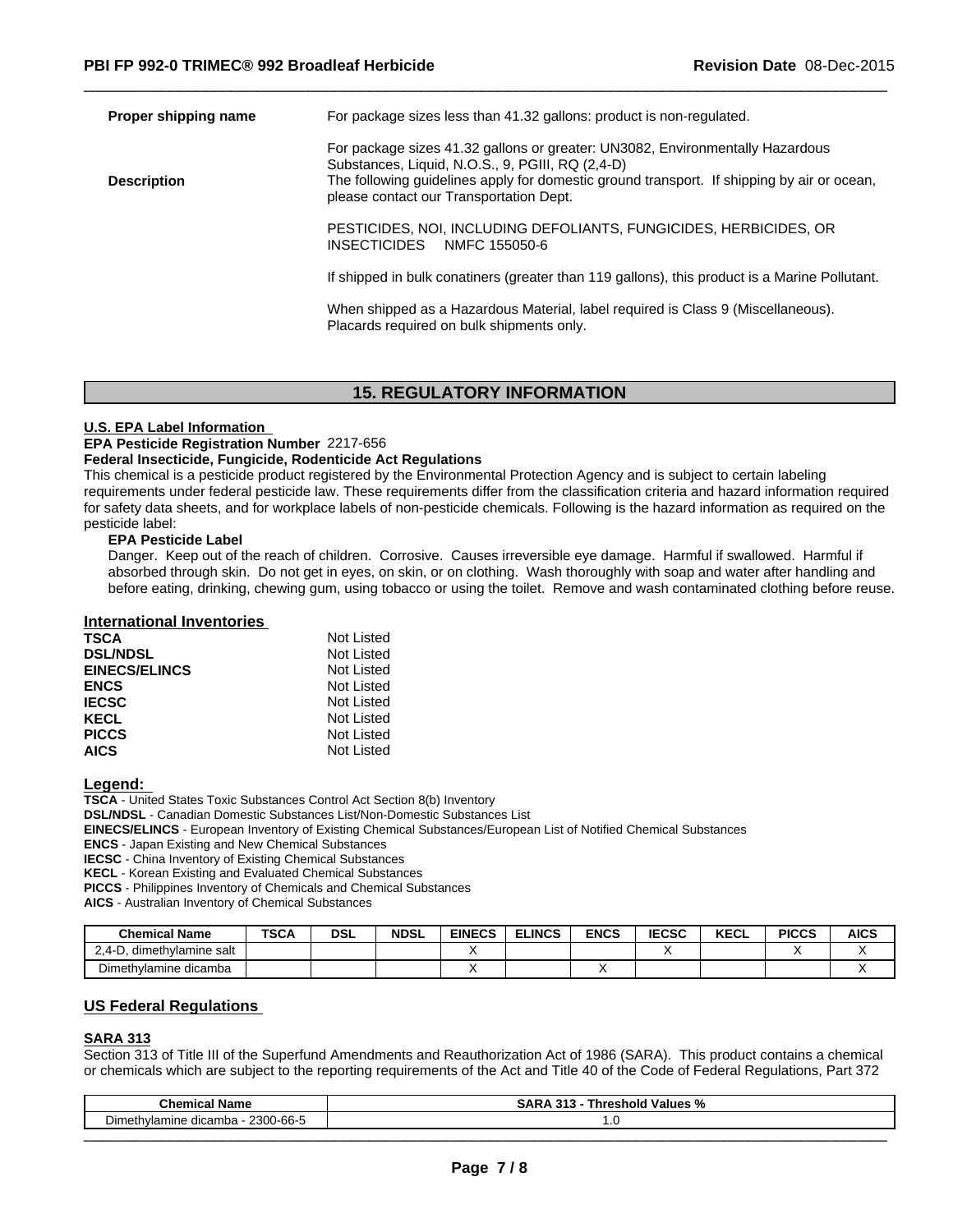| | |
|---|---|
| **Proper shipping name** | For package sizes less than 41.32 gallons: product is non-regulated. |
| **Description** | For package sizes 41.32 gallons or greater: UN3082, Environmentally Hazardous Substances, Liquid, N.O.S., 9, PGIII, RQ (2,4-D) The following guidelines apply for domestic ground transport. If shipping by air or ocean, please contact our Transportation Dept. |
| | PESTICIDES, NOI, INCLUDING DEFOLIANTS, FUNGICIDES, HERBICIDES, OR INSECTICIDES NMFC 155050-6 |
| | If shipped in bulk conatiners (greater than 119 gallons), this product is a Marine Pollutant. |
| | When shipped as a Hazardous Material, label required is Class 9 (Miscellaneous). Placards required on bulk shipments only. |

## 15. REGULATORY INFORMATION

**U.S. EPA Label Information**

**EPA Pesticide Registration Number** 2217-656

**Federal Insecticide, Fungicide, Rodenticide Act Regulations**

This chemical is a pesticide product registered by the Environmental Protection Agency and is subject to certain labeling requirements under federal pesticide law. These requirements differ from the classification criteria and hazard information required for safety data sheets, and for workplace labels of non-pesticide chemicals. Following is the hazard information as required on the pesticide label:

**EPA Pesticide Label**

Danger. Keep out of the reach of children. Corrosive. Causes irreversible eye damage. Harmful if swallowed. Harmful if absorbed through skin. Do not get in eyes, on skin, or on clothing. Wash thoroughly with soap and water after handling and before eating, drinking, chewing gum, using tobacco or using the toilet. Remove and wash contaminated clothing before reuse.

**International Inventories**

| | |
|---|---|
| **TSCA** | Not Listed |
| **DSL/NDSL** | Not Listed |
| **EINECS/ELINCS** | Not Listed |
| **ENCS** | Not Listed |
| **IECSC** | Not Listed |
| **KECL** | Not Listed |
| **PICCS** | Not Listed |
| **AICS** | Not Listed |

**Legend:**

**TSCA** - United States Toxic Substances Control Act Section 8(b) Inventory
**DSL/NDSL** - Canadian Domestic Substances List/Non-Domestic Substances List
**EINECS/ELINCS** - European Inventory of Existing Chemical Substances/European List of Notified Chemical Substances
**ENCS** - Japan Existing and New Chemical Substances
**IECSC** - China Inventory of Existing Chemical Substances
**KECL** - Korean Existing and Evaluated Chemical Substances
**PICCS** - Philippines Inventory of Chemicals and Chemical Substances
**AICS** - Australian Inventory of Chemical Substances

| Chemical Name | TSCA | DSL | NDSL | EINECS | ELINCS | ENCS | IECSC | KECL | PICCS | AICS |
|---|---|---|---|---|---|---|---|---|---|---|
| 2,4-D, dimethylamine salt | | | | X | | | X | | X | X |
| Dimethylamine dicamba | | | | X | | X | | | | X |

## US Federal Regulations

**SARA 313**

Section 313 of Title III of the Superfund Amendments and Reauthorization Act of 1986 (SARA). This product contains a chemical or chemicals which are subject to the reporting requirements of the Act and Title 40 of the Code of Federal Regulations, Part 372

| Chemical Name | SARA 313 - Threshold Values % |
|---|---|
| Dimethylamine dicamba - 2300-66-5 | 1.0 |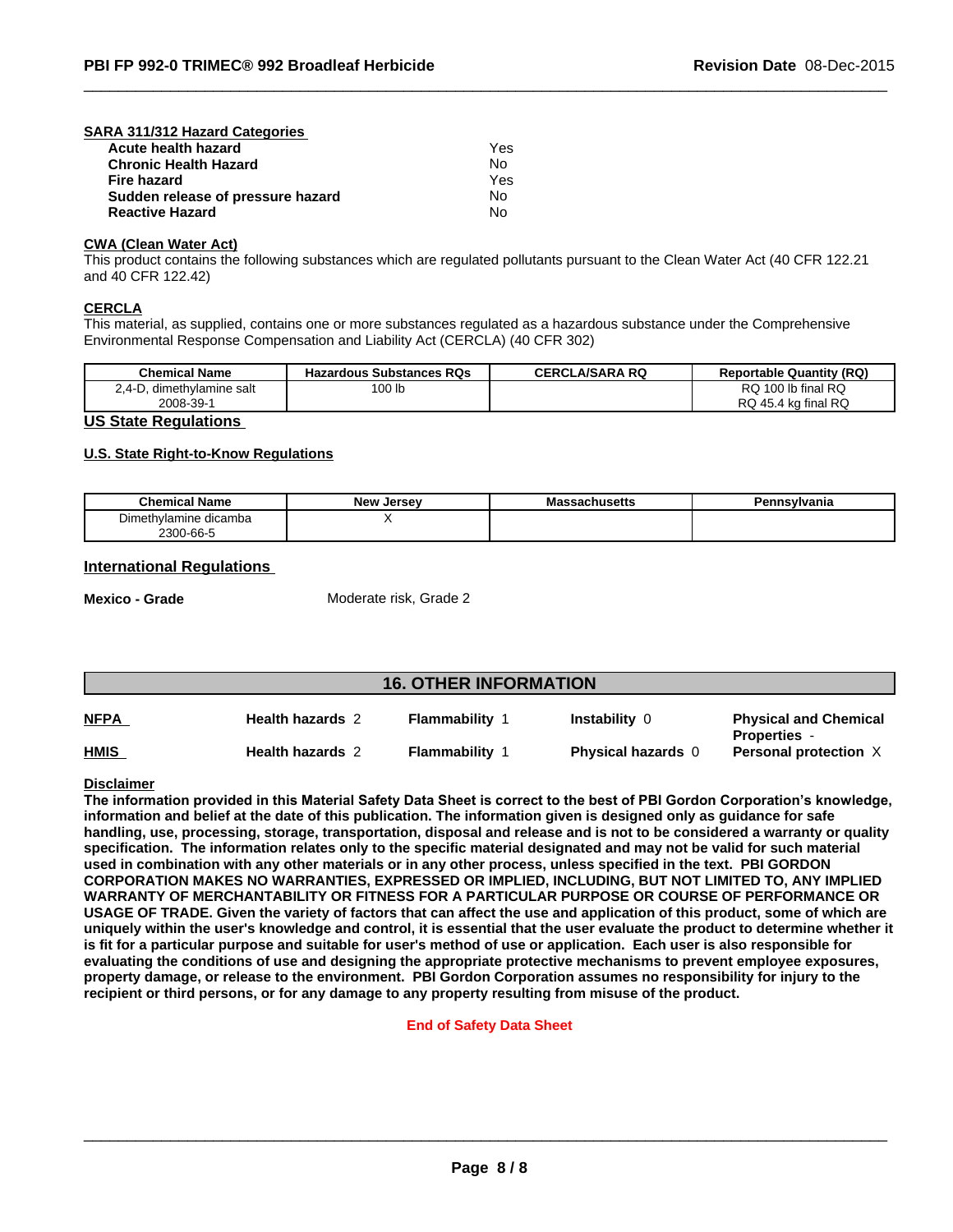#### SARA 311/312 Hazard Categories

| | |
|---|---|
| **Acute health hazard** | Yes |
| **Chronic Health Hazard** | No |
| **Fire hazard** | Yes |
| **Sudden release of pressure hazard** | No |
| **Reactive Hazard** | No |

#### CWA (Clean Water Act)

This product contains the following substances which are regulated pollutants pursuant to the Clean Water Act (40 CFR 122.21 and 40 CFR 122.42)

#### CERCLA

This material, as supplied, contains one or more substances regulated as a hazardous substance under the Comprehensive Environmental Response Compensation and Liability Act (CERCLA) (40 CFR 302)

| Chemical Name | Hazardous Substances RQs | CERCLA/SARA RQ | Reportable Quantity (RQ) |
|---|---|---|---|
| 2,4-D, dimethylamine salt 2008-39-1 | 100 lb | | RQ 100 lb final RQ RQ 45.4 kg final RQ |

#### US State Regulations

#### U.S. State Right-to-Know Regulations

| Chemical Name | New Jersey | Massachusetts | Pennsylvania |
|---|---|---|---|
| Dimethylamine dicamba 2300-66-5 | X | | |

#### International Regulations

**Mexico - Grade** Moderate risk, Grade 2

## 16. OTHER INFORMATION

| | | | | |
|---|---|---|---|---|
| **NFPA** | **Health hazards** 2 | **Flammability** 1 | **Instability** 0 | **Physical and Chemical Properties** - |
| **HMIS** | **Health hazards** 2 | **Flammability** 1 | **Physical hazards** 0 | **Personal protection** X |

#### Disclaimer

**The information provided in this Material Safety Data Sheet is correct to the best of PBI Gordon Corporation's knowledge, information and belief at the date of this publication. The information given is designed only as guidance for safe handling, use, processing, storage, transportation, disposal and release and is not to be considered a warranty or quality specification. The information relates only to the specific material designated and may not be valid for such material used in combination with any other materials or in any other process, unless specified in the text. PBI GORDON CORPORATION MAKES NO WARRANTIES, EXPRESSED OR IMPLIED, INCLUDING, BUT NOT LIMITED TO, ANY IMPLIED WARRANTY OF MERCHANTABILITY OR FITNESS FOR A PARTICULAR PURPOSE OR COURSE OF PERFORMANCE OR USAGE OF TRADE. Given the variety of factors that can affect the use and application of this product, some of which are uniquely within the user's knowledge and control, it is essential that the user evaluate the product to determine whether it is fit for a particular purpose and suitable for user's method of use or application. Each user is also responsible for evaluating the conditions of use and designing the appropriate protective mechanisms to prevent employee exposures, property damage, or release to the environment. PBI Gordon Corporation assumes no responsibility for injury to the recipient or third persons, or for any damage to any property resulting from misuse of the product.**

**End of Safety Data Sheet**